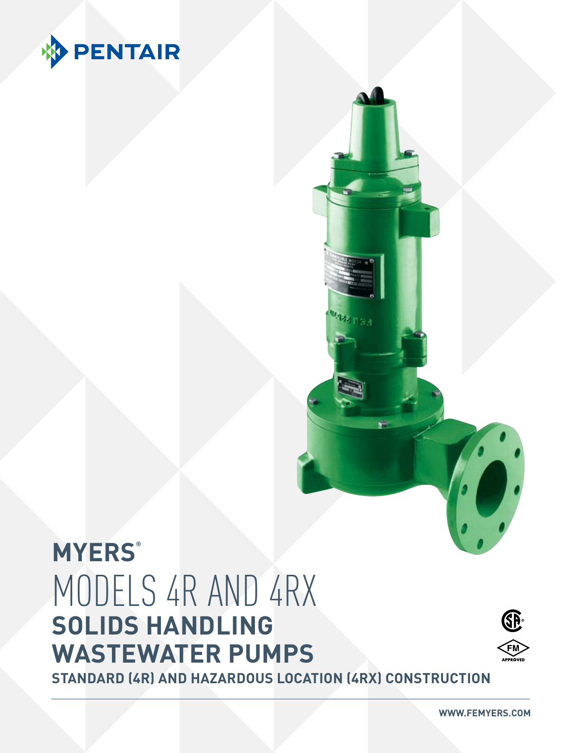PENTAIR

# MYERS®

# MODELS 4R AND 4RX

## SOLIDS HANDLING WASTEWATER PUMPS

**STANDARD (4R) AND HAZARDOUS LOCATION (4RX) CONSTRUCTION**

FM APPROVED

WWW.FEMYERS.COM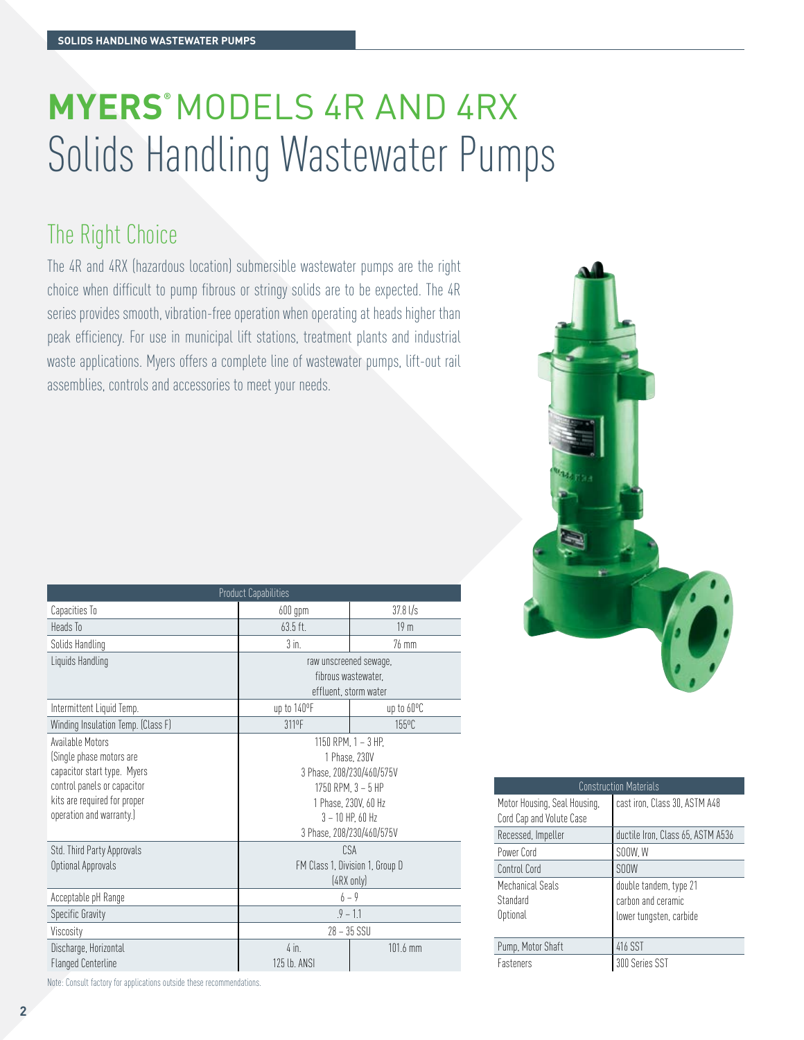SOLIDS HANDLING WASTEWATER PUMPS

# **MYERS**® MODELS 4R AND 4RX
# Solids Handling Wastewater Pumps

## The Right Choice

The 4R and 4RX (hazardous location) submersible wastewater pumps are the right choice when difficult to pump fibrous or stringy solids are to be expected. The 4R series provides smooth, vibration-free operation when operating at heads higher than peak efficiency. For use in municipal lift stations, treatment plants and industrial waste applications. Myers offers a complete line of wastewater pumps, lift-out rail assemblies, controls and accessories to meet your needs.

| Product Capabilities | | |
|---|---|---|
| Capacities To | 600 gpm | 37.8 l/s |
| Heads To | 63.5 ft. | 19 m |
| Solids Handling | 3 in. | 76 mm |
| Liquids Handling | raw unscreened sewage, fibrous wastewater, effluent, storm water | |
| Intermittent Liquid Temp. | up to 140ºF | up to 60ºC |
| Winding Insulation Temp. (Class F) | 311ºF | 155ºC |
| Available Motors (Single phase motors are capacitor start type. Myers control panels or capacitor kits are required for proper operation and warranty.) | 1150 RPM, 1 – 3 HP, 1 Phase, 230V 3 Phase, 208/230/460/575V 1750 RPM, 3 – 5 HP 1 Phase, 230V, 60 Hz 3 – 10 HP, 60 Hz 3 Phase, 208/230/460/575V | |
| Std. Third Party Approvals<br>Optional Approvals | CSA<br>FM Class 1, Division 1, Group D (4RX only) | |
| Acceptable pH Range | 6 – 9 | |
| Specific Gravity | .9 – 1.1 | |
| Viscosity | 28 – 35 SSU | |
| Discharge, Horizontal Flanged Centerline | 4 in. 125 lb. ANSI | 101.6 mm |

Note: Consult factory for applications outside these recommendations.

| Construction Materials | |
|---|---|
| Motor Housing, Seal Housing, Cord Cap and Volute Case | cast iron, Class 30, ASTM A48 |
| Recessed, Impeller | ductile Iron, Class 65, ASTM A536 |
| Power Cord | SOOW, W |
| Control Cord | SOOW |
| Mechanical Seals<br>Standard<br>Optional | double tandem, type 21<br>carbon and ceramic<br>lower tungsten, carbide |
| Pump, Motor Shaft | 416 SST |
| Fasteners | 300 Series SST |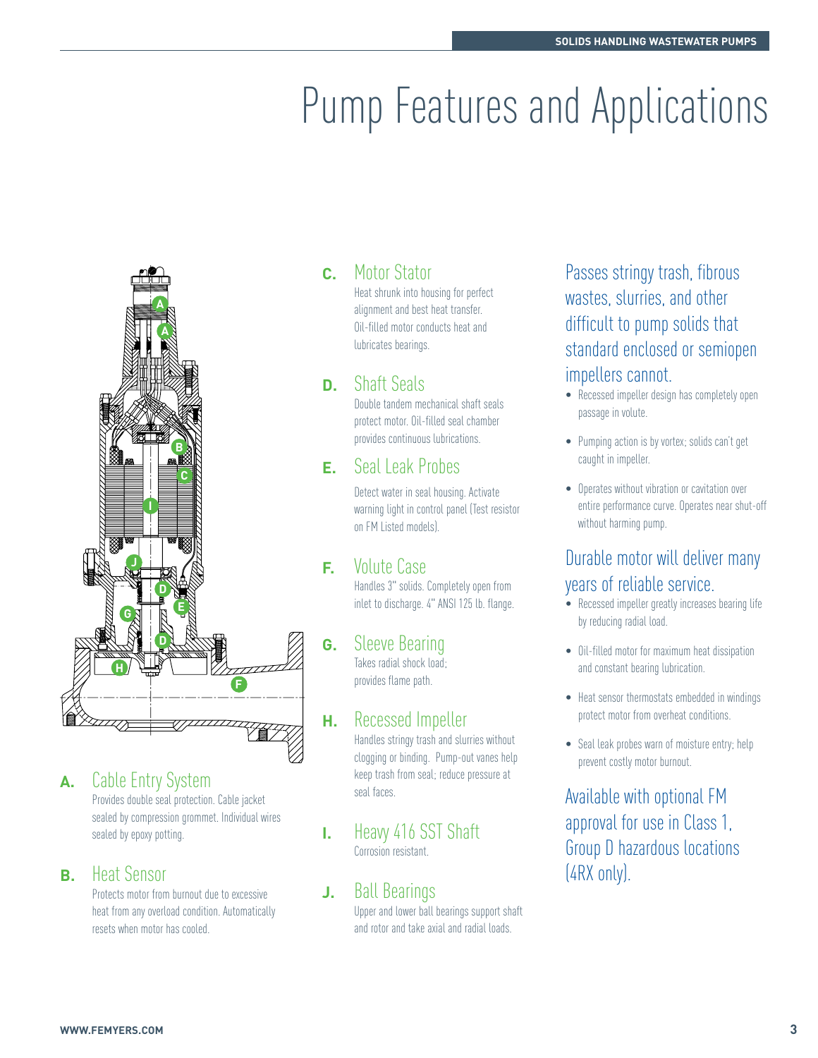# Pump Features and Applications

**A.** Cable Entry System

Provides double seal protection. Cable jacket sealed by compression grommet. Individual wires sealed by epoxy potting.

**B.** Heat Sensor

Protects motor from burnout due to excessive heat from any overload condition. Automatically resets when motor has cooled.

**C.** Motor Stator

Heat shrunk into housing for perfect alignment and best heat transfer. Oil-filled motor conducts heat and lubricates bearings.

**D.** Shaft Seals

Double tandem mechanical shaft seals protect motor. Oil-filled seal chamber provides continuous lubrications.

**E.** Seal Leak Probes

Detect water in seal housing. Activate warning light in control panel (Test resistor on FM Listed models).

**F.** Volute Case

Handles 3" solids. Completely open from inlet to discharge. 4" ANSI 125 lb. flange.

**G.** Sleeve Bearing

Takes radial shock load; provides flame path.

**H.** Recessed Impeller

Handles stringy trash and slurries without clogging or binding. Pump-out vanes help keep trash from seal; reduce pressure at seal faces.

**I.** Heavy 416 SST Shaft

Corrosion resistant.

**J.** Ball Bearings

Upper and lower ball bearings support shaft and rotor and take axial and radial loads.

## Passes stringy trash, fibrous wastes, slurries, and other difficult to pump solids that standard enclosed or semiopen impellers cannot.

- Recessed impeller design has completely open passage in volute.
- Pumping action is by vortex; solids can't get caught in impeller.
- Operates without vibration or cavitation over entire performance curve. Operates near shut-off without harming pump.

## Durable motor will deliver many years of reliable service.

- Recessed impeller greatly increases bearing life by reducing radial load.
- Oil-filled motor for maximum heat dissipation and constant bearing lubrication.
- Heat sensor thermostats embedded in windings protect motor from overheat conditions.
- Seal leak probes warn of moisture entry; help prevent costly motor burnout.

## Available with optional FM approval for use in Class 1, Group D hazardous locations (4RX only).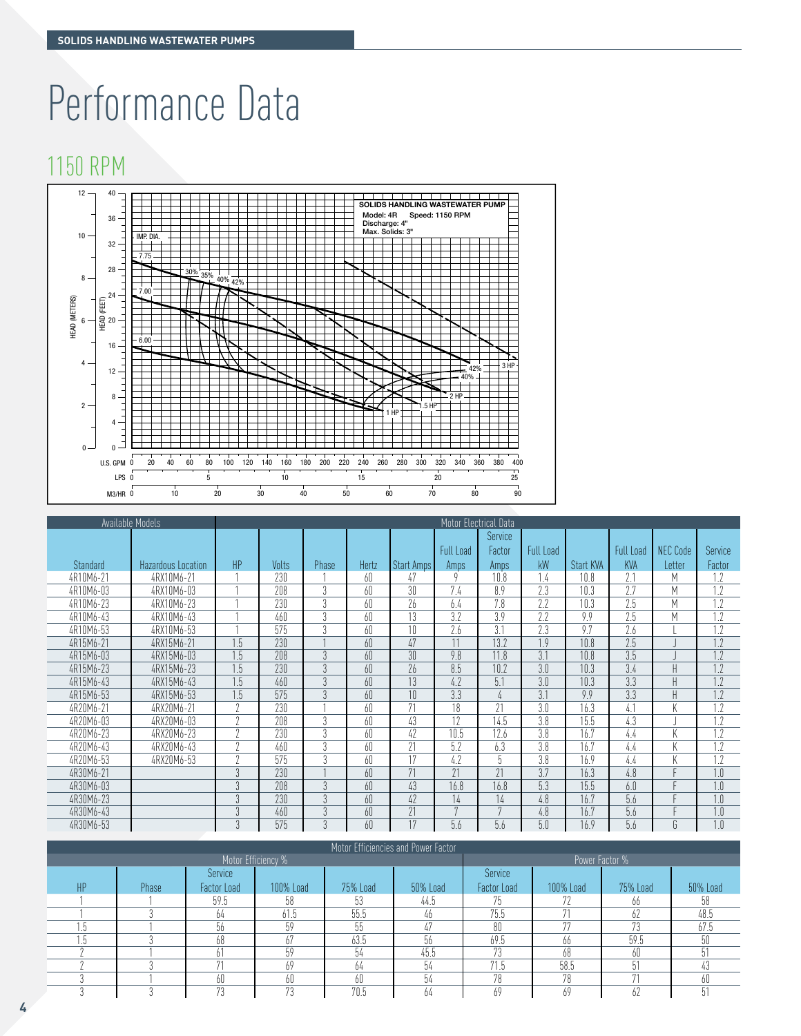# Performance Data

## 1150 RPM

SOLIDS HANDLING WASTEWATER PUMP
Model: 4R Speed: 1150 RPM
Discharge: 4"
Max. Solids: 3"

| Available Models | | Motor Electrical Data | | | | | | | | | | |
|---|---|---|---|---|---|---|---|---|---|---|---|---|
| Standard | Hazardous Location | HP | Volts | Phase | Hertz | Start Amps | Full Load Amps | Service Factor Amps | Full Load kW | Start KVA | Full Load KVA | NEC Code Letter | Service Factor |
| 4R10M6-21 | 4RX10M6-21 | 1 | 230 | 1 | 60 | 47 | 9 | 10.8 | 1.4 | 10.8 | 2.1 | M | 1.2 |
| 4R10M6-03 | 4RX10M6-03 | 1 | 208 | 3 | 60 | 30 | 7.4 | 8.9 | 2.3 | 10.3 | 2.7 | M | 1.2 |
| 4R10M6-23 | 4RX10M6-23 | 1 | 230 | 3 | 60 | 26 | 6.4 | 7.8 | 2.2 | 10.3 | 2.5 | M | 1.2 |
| 4R10M6-43 | 4RX10M6-43 | 1 | 460 | 3 | 60 | 13 | 3.2 | 3.9 | 2.2 | 9.9 | 2.5 | M | 1.2 |
| 4R10M6-53 | 4RX10M6-53 | 1 | 575 | 3 | 60 | 10 | 2.6 | 3.1 | 2.3 | 9.7 | 2.6 | L | 1.2 |
| 4R15M6-21 | 4RX15M6-21 | 1.5 | 230 | 1 | 60 | 47 | 11 | 13.2 | 1.9 | 10.8 | 2.5 | J | 1.2 |
| 4R15M6-03 | 4RX15M6-03 | 1.5 | 208 | 3 | 60 | 30 | 9.8 | 11.8 | 3.1 | 10.8 | 3.5 | J | 1.2 |
| 4R15M6-23 | 4RX15M6-23 | 1.5 | 230 | 3 | 60 | 26 | 8.5 | 10.2 | 3.0 | 10.3 | 3.4 | H | 1.2 |
| 4R15M6-43 | 4RX15M6-43 | 1.5 | 460 | 3 | 60 | 13 | 4.2 | 5.1 | 3.0 | 10.3 | 3.3 | H | 1.2 |
| 4R15M6-53 | 4RX15M6-53 | 1.5 | 575 | 3 | 60 | 10 | 3.3 | 4 | 3.1 | 9.9 | 3.3 | H | 1.2 |
| 4R20M6-21 | 4RX20M6-21 | 2 | 230 | 1 | 60 | 71 | 18 | 21 | 3.0 | 16.3 | 4.1 | K | 1.2 |
| 4R20M6-03 | 4RX20M6-03 | 2 | 208 | 3 | 60 | 43 | 12 | 14.5 | 3.8 | 15.5 | 4.3 | J | 1.2 |
| 4R20M6-23 | 4RX20M6-23 | 2 | 230 | 3 | 60 | 42 | 10.5 | 12.6 | 3.8 | 16.7 | 4.4 | K | 1.2 |
| 4R20M6-43 | 4RX20M6-43 | 2 | 460 | 3 | 60 | 21 | 5.2 | 6.3 | 3.8 | 16.7 | 4.4 | K | 1.2 |
| 4R20M6-53 | 4RX20M6-53 | 2 | 575 | 3 | 60 | 17 | 4.2 | 5 | 3.8 | 16.9 | 4.4 | K | 1.2 |
| 4R30M6-21 | | 3 | 230 | 1 | 60 | 71 | 21 | 21 | 3.7 | 16.3 | 4.8 | F | 1.0 |
| 4R30M6-03 | | 3 | 208 | 3 | 60 | 43 | 16.8 | 16.8 | 5.3 | 15.5 | 6.0 | F | 1.0 |
| 4R30M6-23 | | 3 | 230 | 3 | 60 | 42 | 14 | 14 | 4.8 | 16.7 | 5.6 | F | 1.0 |
| 4R30M6-43 | | 3 | 460 | 3 | 60 | 21 | 7 | 7 | 4.8 | 16.7 | 5.6 | F | 1.0 |
| 4R30M6-53 | | 3 | 575 | 3 | 60 | 17 | 5.6 | 5.6 | 5.0 | 16.9 | 5.6 | G | 1.0 |

| Motor Efficiencies and Power Factor | | | | | | | | | |
|---|---|---|---|---|---|---|---|---|---|
| | | Motor Efficiency % | | | | Power Factor % | | | |
| HP | Phase | Service Factor Load | 100% Load | 75% Load | 50% Load | Service Factor Load | 100% Load | 75% Load | 50% Load |
| 1 | 1 | 59.5 | 58 | 53 | 44.5 | 75 | 72 | 66 | 58 |
| 1 | 3 | 64 | 61.5 | 55.5 | 46 | 75.5 | 71 | 62 | 48.5 |
| 1.5 | 1 | 56 | 59 | 55 | 47 | 80 | 77 | 73 | 67.5 |
| 1.5 | 3 | 68 | 67 | 63.5 | 56 | 69.5 | 66 | 59.5 | 50 |
| 2 | 1 | 61 | 59 | 54 | 45.5 | 73 | 68 | 60 | 51 |
| 2 | 3 | 71 | 69 | 64 | 54 | 71.5 | 58.5 | 51 | 43 |
| 3 | 1 | 60 | 60 | 60 | 54 | 78 | 78 | 71 | 60 |
| 3 | 3 | 73 | 73 | 70.5 | 64 | 69 | 69 | 62 | 51 |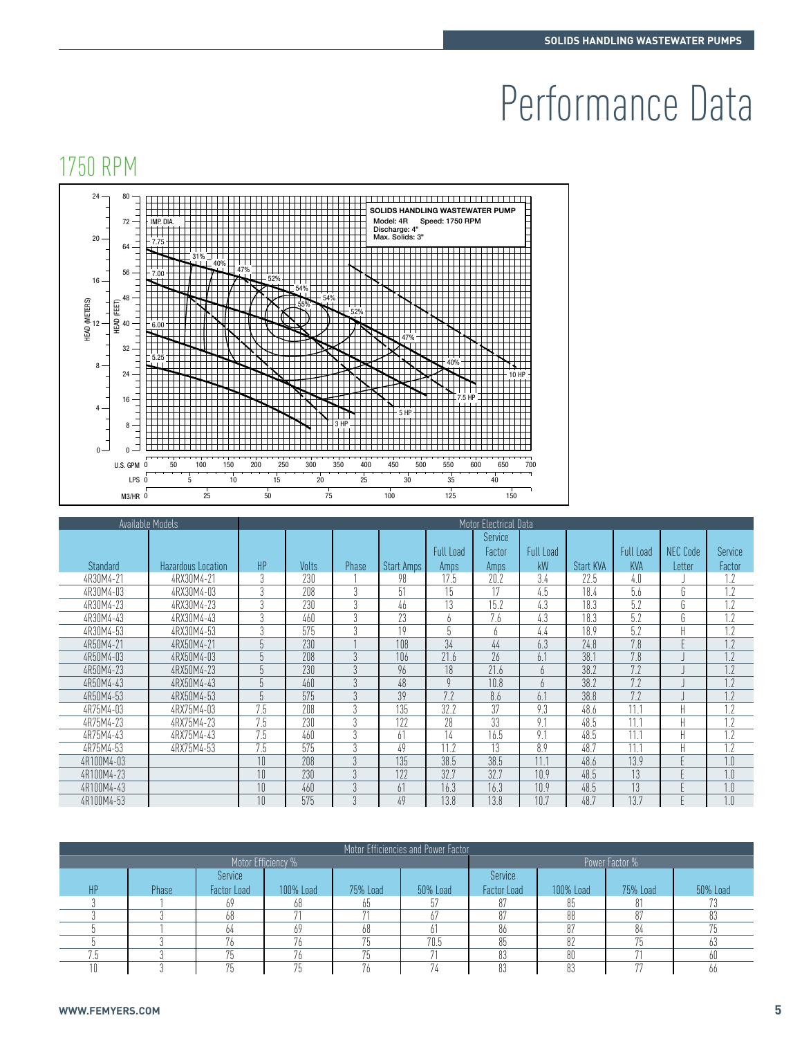# Performance Data

## 1750 RPM

SOLIDS HANDLING WASTEWATER PUMP
Model: 4R Speed: 1750 RPM
Discharge: 4"
Max. Solids: 3"

| Available Models | | Motor Electrical Data | | | | | | | | | | |
|---|---|---|---|---|---|---|---|---|---|---|---|---|
| Standard | Hazardous Location | HP | Volts | Phase | Start Amps | Full Load Amps | Service Factor Amps | Full Load kW | Start KVA | Full Load KVA | NEC Code Letter | Service Factor |
| 4R30M4-21 | 4RX30M4-21 | 3 | 230 | 1 | 98 | 17.5 | 20.2 | 3.4 | 22.5 | 4.0 | J | 1.2 |
| 4R30M4-03 | 4RX30M4-03 | 3 | 208 | 3 | 51 | 15 | 17 | 4.5 | 18.4 | 5.6 | G | 1.2 |
| 4R30M4-23 | 4RX30M4-23 | 3 | 230 | 3 | 46 | 13 | 15.2 | 4.3 | 18.3 | 5.2 | G | 1.2 |
| 4R30M4-43 | 4RX30M4-43 | 3 | 460 | 3 | 23 | 6 | 7.6 | 4.3 | 18.3 | 5.2 | G | 1.2 |
| 4R30M4-53 | 4RX30M4-53 | 3 | 575 | 3 | 19 | 5 | 6 | 4.4 | 18.9 | 5.2 | H | 1.2 |
| 4R50M4-21 | 4RX50M4-21 | 5 | 230 | 1 | 108 | 34 | 44 | 6.3 | 24.8 | 7.8 | E | 1.2 |
| 4R50M4-03 | 4RX50M4-03 | 5 | 208 | 3 | 106 | 21.6 | 26 | 6.1 | 38.1 | 7.8 | J | 1.2 |
| 4R50M4-23 | 4RX50M4-23 | 5 | 230 | 3 | 96 | 18 | 21.6 | 6 | 38.2 | 7.2 | J | 1.2 |
| 4R50M4-43 | 4RX50M4-43 | 5 | 460 | 3 | 48 | 9 | 10.8 | 6 | 38.2 | 7.2 | J | 1.2 |
| 4R50M4-53 | 4RX50M4-53 | 5 | 575 | 3 | 39 | 7.2 | 8.6 | 6.1 | 38.8 | 7.2 | J | 1.2 |
| 4R75M4-03 | 4RX75M4-03 | 7.5 | 208 | 3 | 135 | 32.2 | 37 | 9.3 | 48.6 | 11.1 | H | 1.2 |
| 4R75M4-23 | 4RX75M4-23 | 7.5 | 230 | 3 | 122 | 28 | 33 | 9.1 | 48.5 | 11.1 | H | 1.2 |
| 4R75M4-43 | 4RX75M4-43 | 7.5 | 460 | 3 | 61 | 14 | 16.5 | 9.1 | 48.5 | 11.1 | H | 1.2 |
| 4R75M4-53 | 4RX75M4-53 | 7.5 | 575 | 3 | 49 | 11.2 | 13 | 8.9 | 48.7 | 11.1 | H | 1.2 |
| 4R100M4-03 | | 10 | 208 | 3 | 135 | 38.5 | 38.5 | 11.1 | 48.6 | 13.9 | E | 1.0 |
| 4R100M4-23 | | 10 | 230 | 3 | 122 | 32.7 | 32.7 | 10.9 | 48.5 | 13 | E | 1.0 |
| 4R100M4-43 | | 10 | 460 | 3 | 61 | 16.3 | 16.3 | 10.9 | 48.5 | 13 | E | 1.0 |
| 4R100M4-53 | | 10 | 575 | 3 | 49 | 13.8 | 13.8 | 10.7 | 48.7 | 13.7 | E | 1.0 |

| Motor Efficiencies and Power Factor | | | | | | | | | |
|---|---|---|---|---|---|---|---|---|---|
| | | Motor Efficiency % | | | | Power Factor % | | | |
| HP | Phase | Service Factor Load | 100% Load | 75% Load | 50% Load | Service Factor Load | 100% Load | 75% Load | 50% Load |
| 3 | 1 | 69 | 68 | 65 | 57 | 87 | 85 | 81 | 73 |
| 3 | 3 | 68 | 71 | 71 | 67 | 87 | 88 | 87 | 83 |
| 5 | 1 | 64 | 69 | 68 | 61 | 86 | 87 | 84 | 75 |
| 5 | 3 | 76 | 76 | 75 | 70.5 | 85 | 82 | 75 | 63 |
| 7.5 | 3 | 75 | 76 | 75 | 71 | 83 | 80 | 71 | 60 |
| 10 | 3 | 75 | 75 | 76 | 74 | 83 | 83 | 77 | 66 |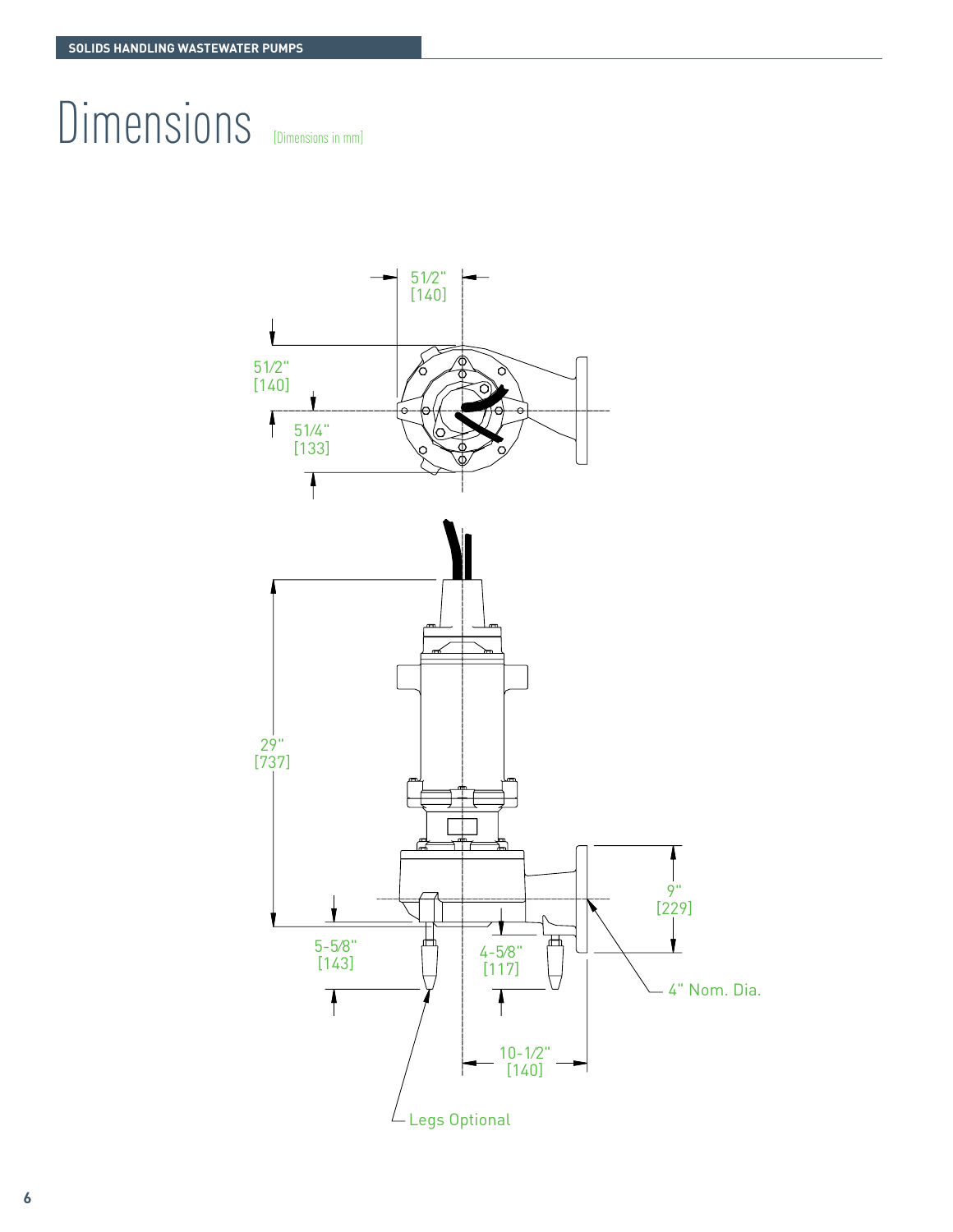# Dimensions

[Dimensions in mm]

5-1/2"
[140]

5-1/2"
[140]

5-1/4"
[133]

29"
[737]

9"
[229]

5-5/8"
[143]

4-5/8"
[117]

4" Nom. Dia.

10-1/2"
[140]

Legs Optional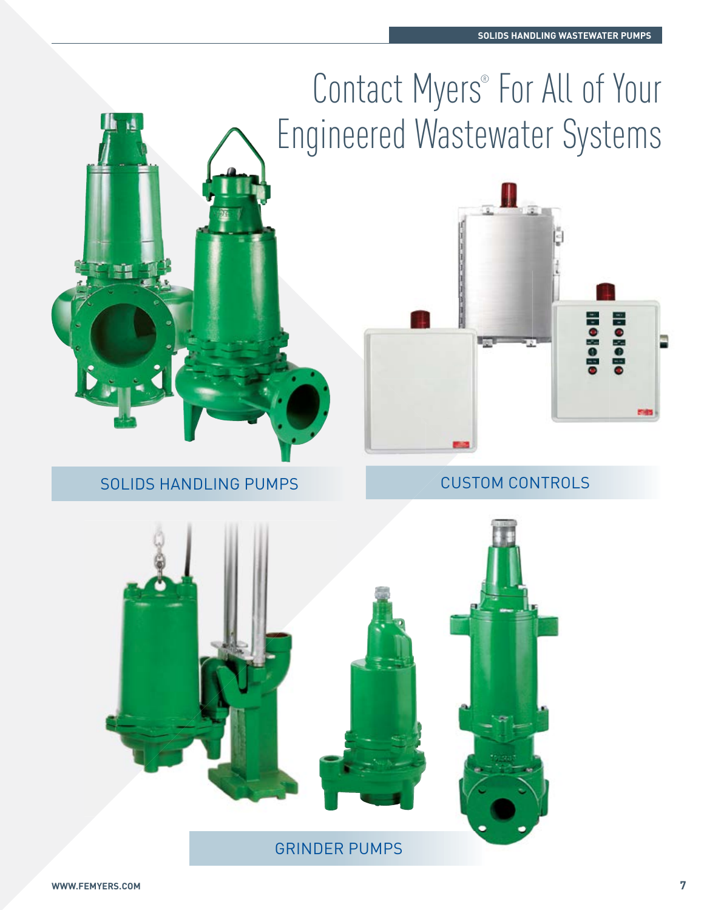# Contact Myers® For All of Your Engineered Wastewater Systems

SOLIDS HANDLING PUMPS

CUSTOM CONTROLS

GRINDER PUMPS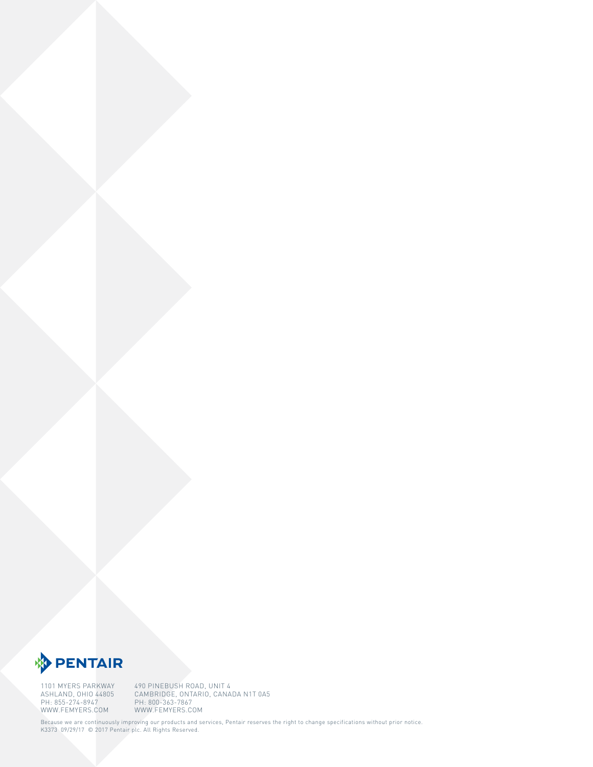**PENTAIR**

1101 MYERS PARKWAY
ASHLAND, OHIO 44805
PH: 855-274-8947
WWW.FEMYERS.COM

490 PINEBUSH ROAD, UNIT 4
CAMBRIDGE, ONTARIO, CANADA N1T 0A5
PH: 800-363-7867
WWW.FEMYERS.COM

Because we are continuously improving our products and services, Pentair reserves the right to change specifications without prior notice.
K3373 09/29/17 © 2017 Pentair plc. All Rights Reserved.